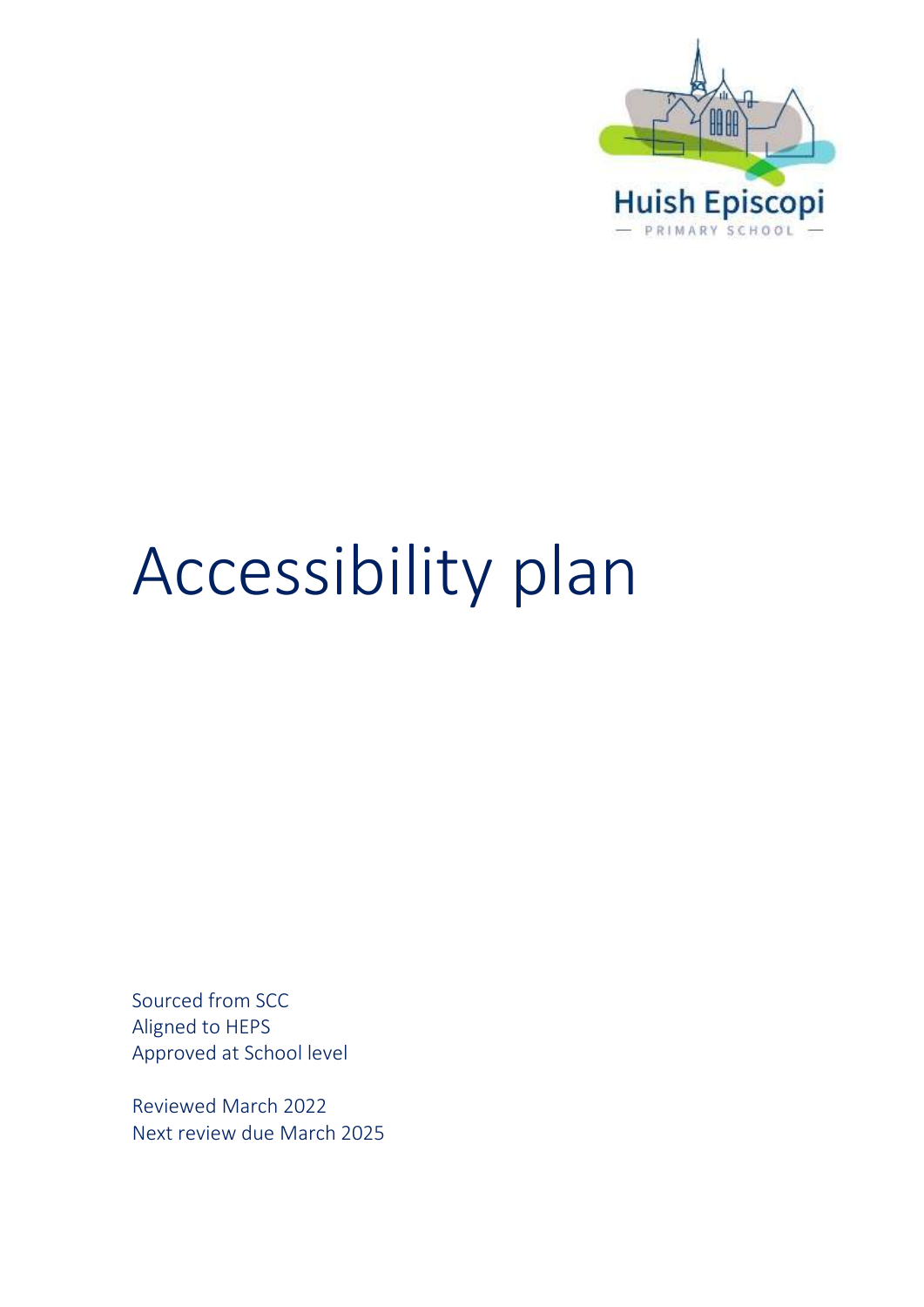Huish Episcopi

— PRIMARY SCHOOL —

# Accessibility plan

Sourced from SCC
Aligned to HEPS
Approved at School level

Reviewed March 2022
Next review due March 2025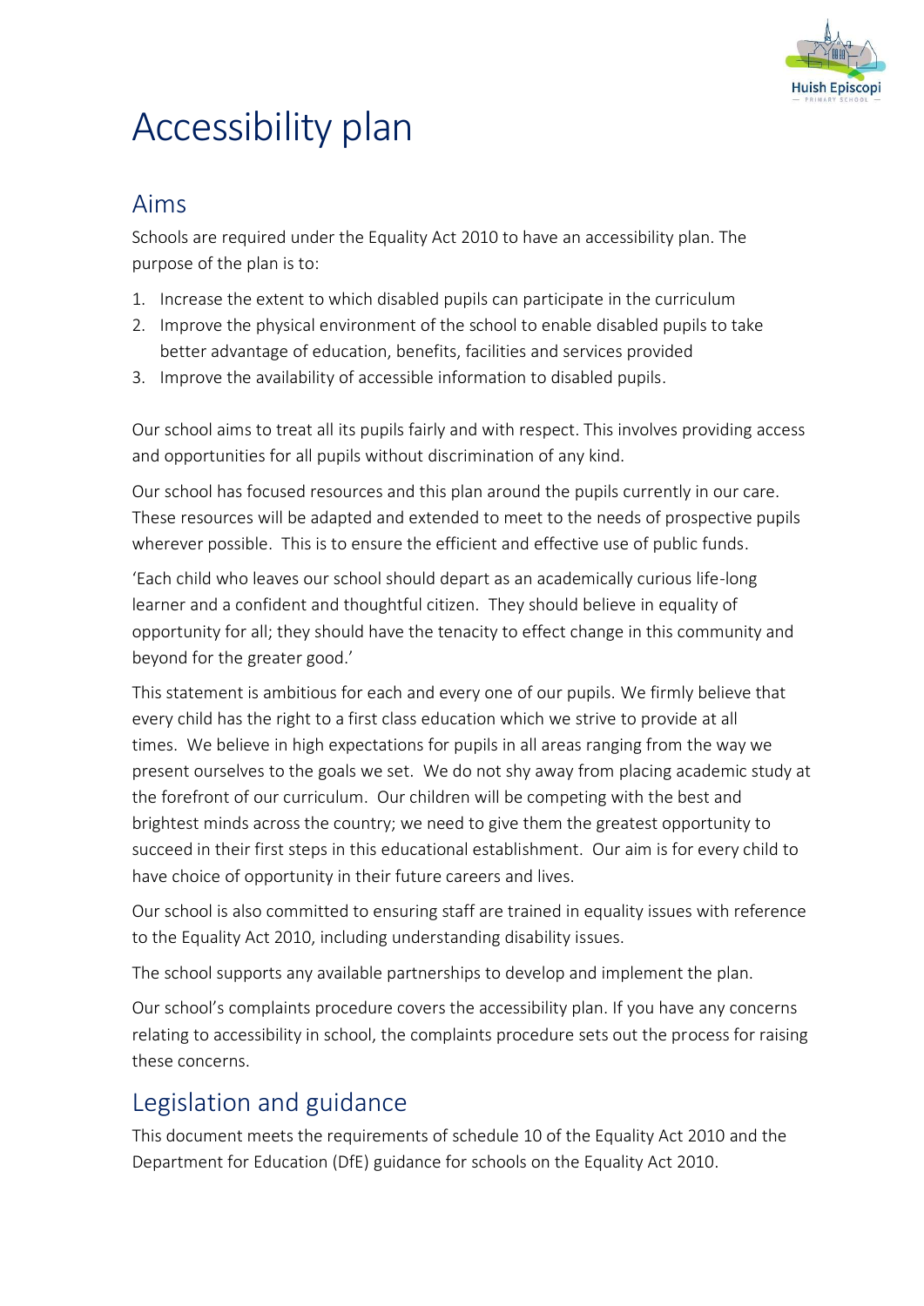# Accessibility plan

## Aims

Schools are required under the Equality Act 2010 to have an accessibility plan. The purpose of the plan is to:

1. Increase the extent to which disabled pupils can participate in the curriculum
2. Improve the physical environment of the school to enable disabled pupils to take better advantage of education, benefits, facilities and services provided
3. Improve the availability of accessible information to disabled pupils.

Our school aims to treat all its pupils fairly and with respect. This involves providing access and opportunities for all pupils without discrimination of any kind.

Our school has focused resources and this plan around the pupils currently in our care. These resources will be adapted and extended to meet to the needs of prospective pupils wherever possible. This is to ensure the efficient and effective use of public funds.

'Each child who leaves our school should depart as an academically curious life-long learner and a confident and thoughtful citizen. They should believe in equality of opportunity for all; they should have the tenacity to effect change in this community and beyond for the greater good.'

This statement is ambitious for each and every one of our pupils. We firmly believe that every child has the right to a first class education which we strive to provide at all times. We believe in high expectations for pupils in all areas ranging from the way we present ourselves to the goals we set. We do not shy away from placing academic study at the forefront of our curriculum. Our children will be competing with the best and brightest minds across the country; we need to give them the greatest opportunity to succeed in their first steps in this educational establishment. Our aim is for every child to have choice of opportunity in their future careers and lives.

Our school is also committed to ensuring staff are trained in equality issues with reference to the Equality Act 2010, including understanding disability issues.

The school supports any available partnerships to develop and implement the plan.

Our school's complaints procedure covers the accessibility plan. If you have any concerns relating to accessibility in school, the complaints procedure sets out the process for raising these concerns.

## Legislation and guidance

This document meets the requirements of schedule 10 of the Equality Act 2010 and the Department for Education (DfE) guidance for schools on the Equality Act 2010.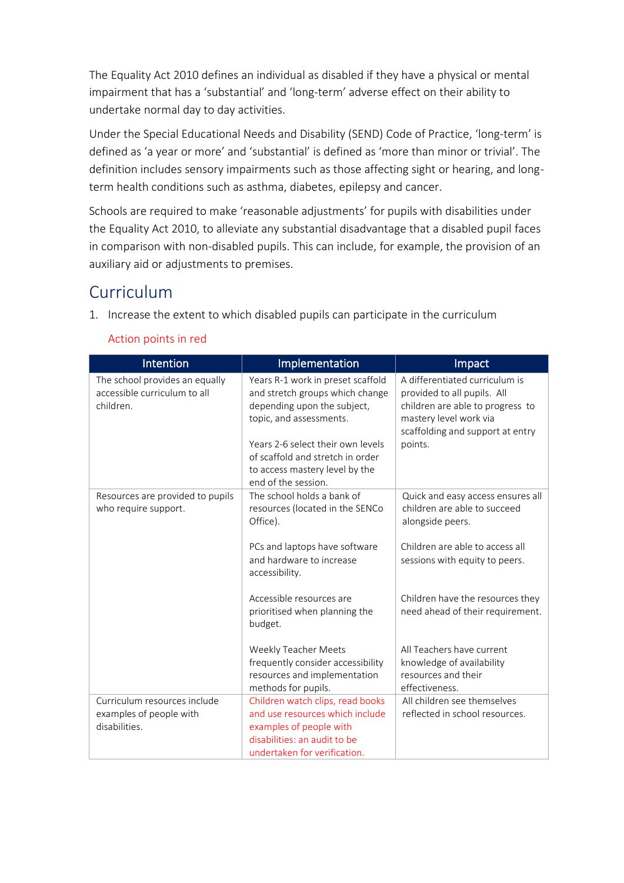The Equality Act 2010 defines an individual as disabled if they have a physical or mental impairment that has a 'substantial' and 'long-term' adverse effect on their ability to undertake normal day to day activities.

Under the Special Educational Needs and Disability (SEND) Code of Practice, 'long-term' is defined as 'a year or more' and 'substantial' is defined as 'more than minor or trivial'. The definition includes sensory impairments such as those affecting sight or hearing, and long-term health conditions such as asthma, diabetes, epilepsy and cancer.

Schools are required to make 'reasonable adjustments' for pupils with disabilities under the Equality Act 2010, to alleviate any substantial disadvantage that a disabled pupil faces in comparison with non-disabled pupils. This can include, for example, the provision of an auxiliary aid or adjustments to premises.

## Curriculum

1. Increase the extent to which disabled pupils can participate in the curriculum

   Action points in red

| Intention | Implementation | Impact |
| --- | --- | --- |
| The school provides an equally accessible curriculum to all children. | Years R-1 work in preset scaffold and stretch groups which change depending upon the subject, topic, and assessments.<br><br>Years 2-6 select their own levels of scaffold and stretch in order to access mastery level by the end of the session. | A differentiated curriculum is provided to all pupils. All children are able to progress to mastery level work via scaffolding and support at entry points. |
| Resources are provided to pupils who require support. | The school holds a bank of resources (located in the SENCo Office).<br><br>PCs and laptops have software and hardware to increase accessibility.<br><br>Accessible resources are prioritised when planning the budget.<br><br>Weekly Teacher Meets frequently consider accessibility resources and implementation methods for pupils. | Quick and easy access ensures all children are able to succeed alongside peers.<br><br>Children are able to access all sessions with equity to peers.<br><br>Children have the resources they need ahead of their requirement.<br><br>All Teachers have current knowledge of availability resources and their effectiveness. |
| Curriculum resources include examples of people with disabilities. | Children watch clips, read books and use resources which include examples of people with disabilities: an audit to be undertaken for verification. | All children see themselves reflected in school resources. |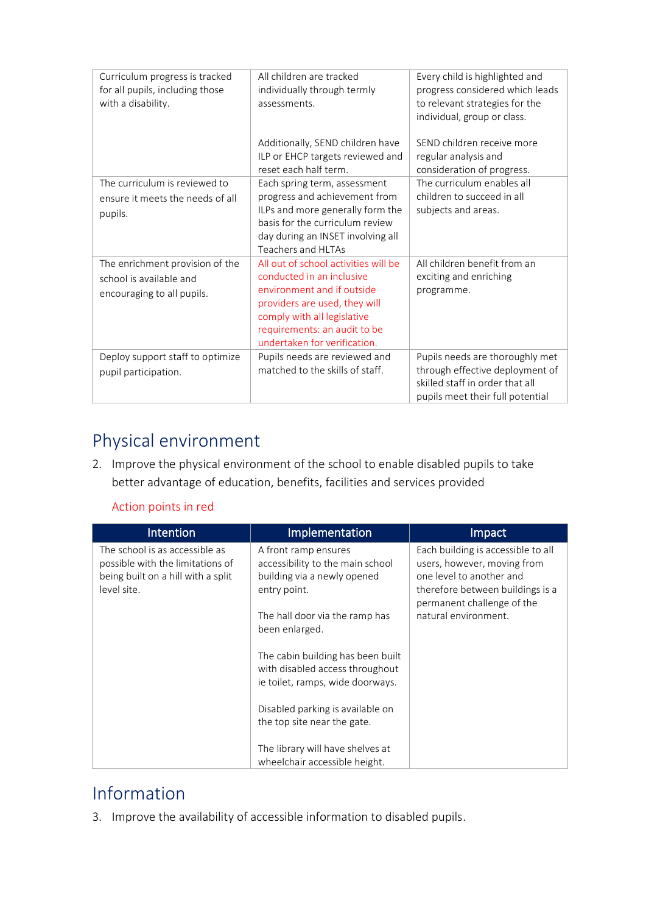| | | |
|---|---|---|
| Curriculum progress is tracked for all pupils, including those with a disability. | All children are tracked individually through termly assessments.<br><br>Additionally, SEND children have ILP or EHCP targets reviewed and reset each half term. | Every child is highlighted and progress considered which leads to relevant strategies for the individual, group or class.<br><br>SEND children receive more regular analysis and consideration of progress. |
| The curriculum is reviewed to ensure it meets the needs of all pupils. | Each spring term, assessment progress and achievement from ILPs and more generally form the basis for the curriculum review day during an INSET involving all Teachers and HLTAs | The curriculum enables all children to succeed in all subjects and areas. |
| The enrichment provision of the school is available and encouraging to all pupils. | All out of school activities will be conducted in an inclusive environment and if outside providers are used, they will comply with all legislative requirements: an audit to be undertaken for verification. | All children benefit from an exciting and enriching programme. |
| Deploy support staff to optimize pupil participation. | Pupils needs are reviewed and matched to the skills of staff. | Pupils needs are thoroughly met through effective deployment of skilled staff in order that all pupils meet their full potential |

## Physical environment

2. Improve the physical environment of the school to enable disabled pupils to take better advantage of education, benefits, facilities and services provided

Action points in red

| Intention | Implementation | Impact |
|---|---|---|
| The school is as accessible as possible with the limitations of being built on a hill with a split level site. | A front ramp ensures accessibility to the main school building via a newly opened entry point.<br><br>The hall door via the ramp has been enlarged.<br><br>The cabin building has been built with disabled access throughout ie toilet, ramps, wide doorways.<br><br>Disabled parking is available on the top site near the gate.<br><br>The library will have shelves at wheelchair accessible height. | Each building is accessible to all users, however, moving from one level to another and therefore between buildings is a permanent challenge of the natural environment. |

## Information

3. Improve the availability of accessible information to disabled pupils.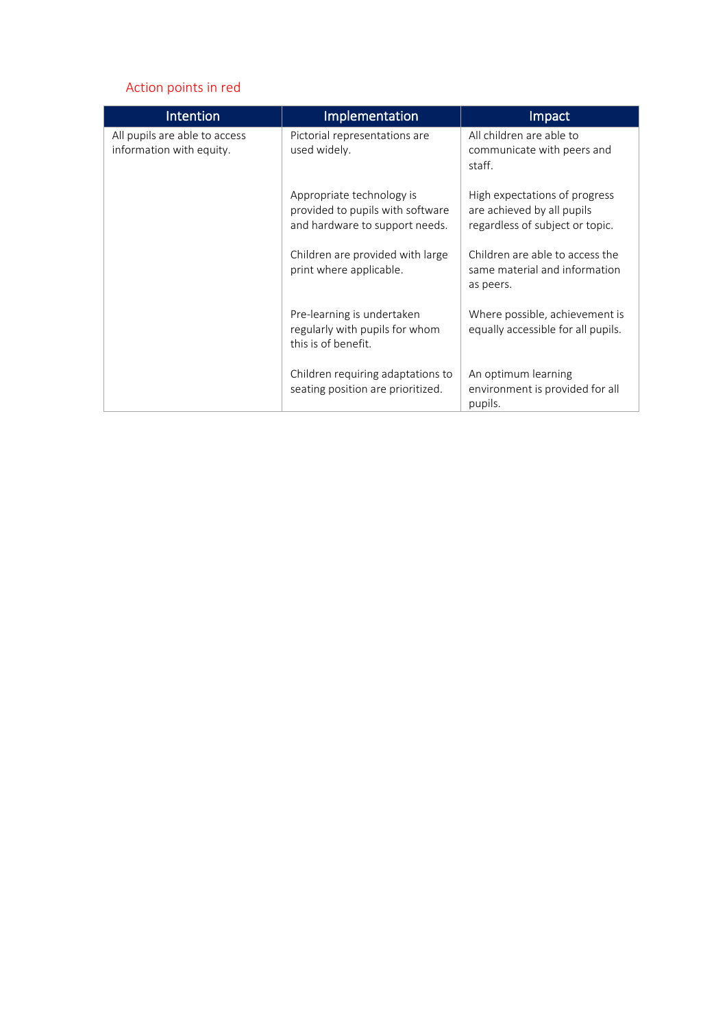Action points in red

| Intention | Implementation | Impact |
| --- | --- | --- |
| All pupils are able to access information with equity. | Pictorial representations are used widely. | All children are able to communicate with peers and staff. |
| | Appropriate technology is provided to pupils with software and hardware to support needs. | High expectations of progress are achieved by all pupils regardless of subject or topic. |
| | Children are provided with large print where applicable. | Children are able to access the same material and information as peers. |
| | Pre-learning is undertaken regularly with pupils for whom this is of benefit. | Where possible, achievement is equally accessible for all pupils. |
| | Children requiring adaptations to seating position are prioritized. | An optimum learning environment is provided for all pupils. |